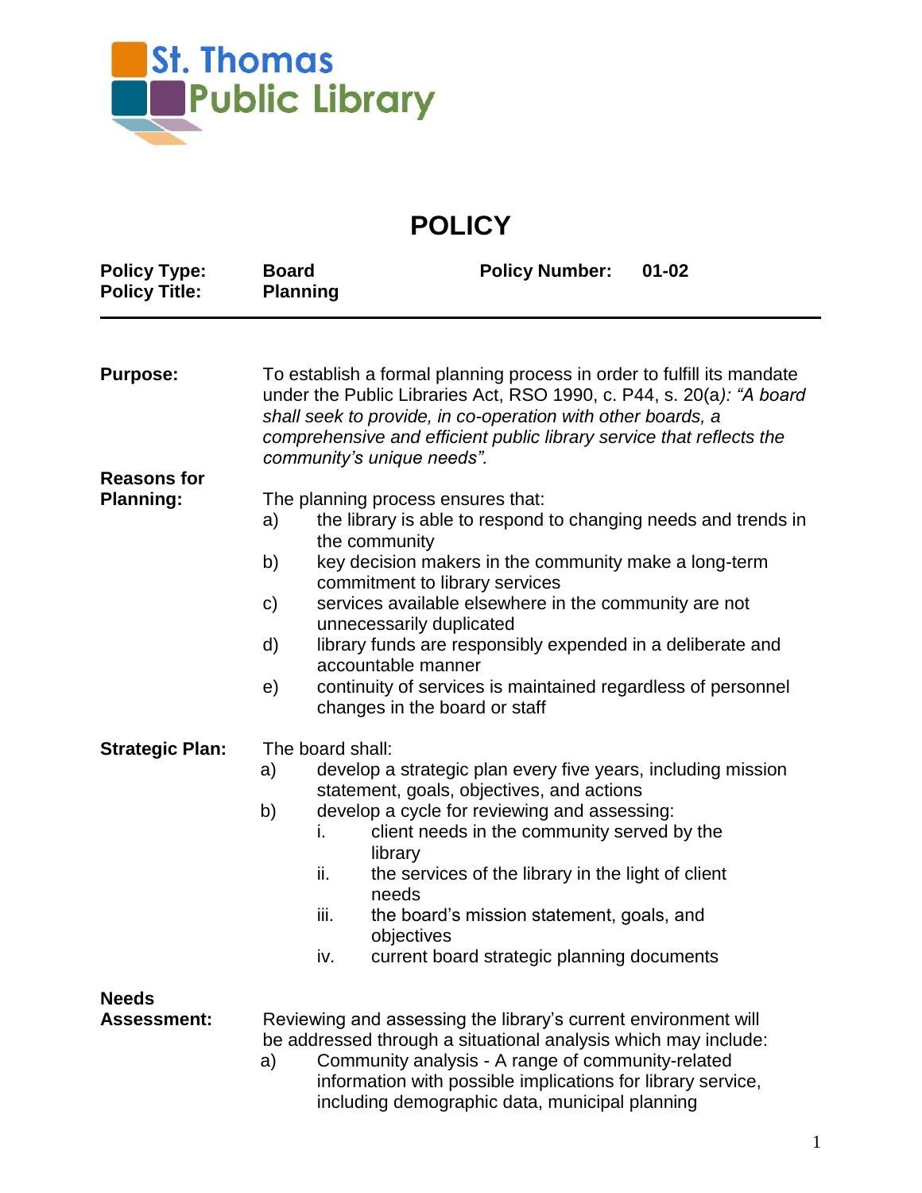St. Thomas Public Library

# POLICY

**Policy Type:** **Board** **Policy Number:** **01-02**
**Policy Title:** **Planning**

---

**Purpose:**

To establish a formal planning process in order to fulfill its mandate under the Public Libraries Act, RSO 1990, c. P44, s. 20(a)*: "A board shall seek to provide, in co-operation with other boards, a comprehensive and efficient public library service that reflects the community's unique needs".*

**Reasons for Planning:**

The planning process ensures that:

a) the library is able to respond to changing needs and trends in the community
b) key decision makers in the community make a long-term commitment to library services
c) services available elsewhere in the community are not unnecessarily duplicated
d) library funds are responsibly expended in a deliberate and accountable manner
e) continuity of services is maintained regardless of personnel changes in the board or staff

**Strategic Plan:**

The board shall:

a) develop a strategic plan every five years, including mission statement, goals, objectives, and actions
b) develop a cycle for reviewing and assessing:
    i. client needs in the community served by the library
    ii. the services of the library in the light of client needs
    iii. the board's mission statement, goals, and objectives
    iv. current board strategic planning documents

**Needs Assessment:**

Reviewing and assessing the library's current environment will be addressed through a situational analysis which may include:

a) Community analysis - A range of community-related information with possible implications for library service, including demographic data, municipal planning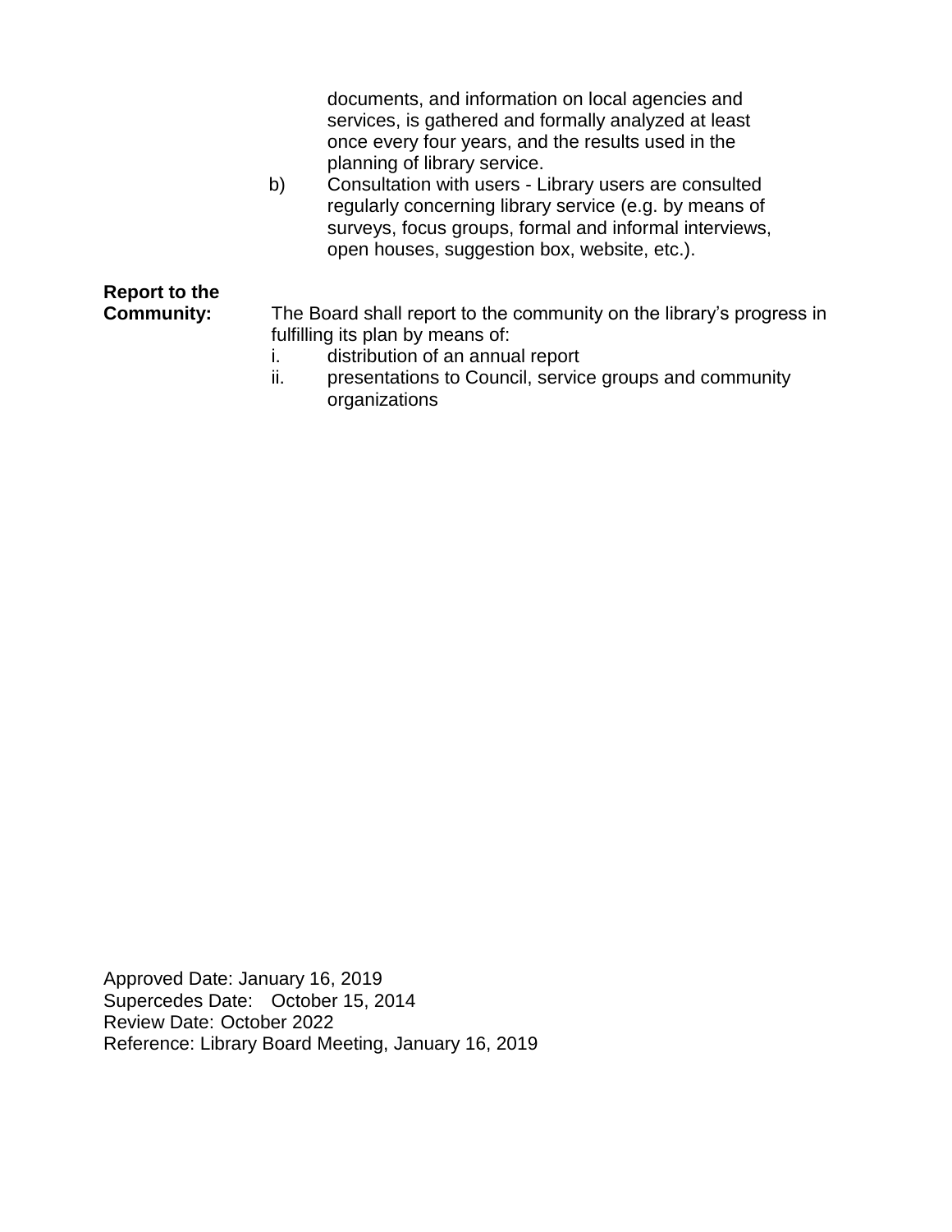documents, and information on local agencies and services, is gathered and formally analyzed at least once every four years, and the results used in the planning of library service.

b) Consultation with users - Library users are consulted regularly concerning library service (e.g. by means of surveys, focus groups, formal and informal interviews, open houses, suggestion box, website, etc.).

**Report to the Community:** The Board shall report to the community on the library's progress in fulfilling its plan by means of:

i. distribution of an annual report
ii. presentations to Council, service groups and community organizations

Approved Date: January 16, 2019
Supercedes Date: October 15, 2014
Review Date: October 2022
Reference: Library Board Meeting, January 16, 2019